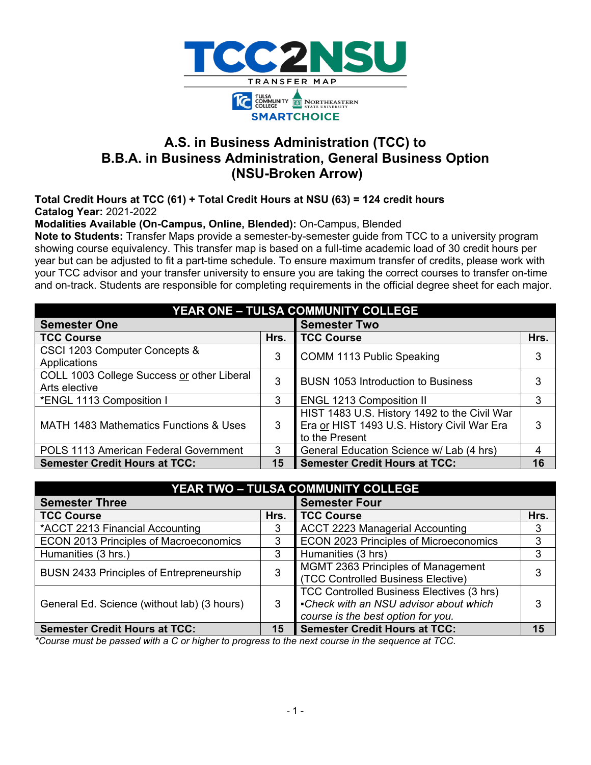# TCC2NSU

TRANSFER MAP

Tulsa Community College | Northeastern State University

SMARTCHOICE

## A.S. in Business Administration (TCC) to B.B.A. in Business Administration, General Business Option (NSU-Broken Arrow)

**Total Credit Hours at TCC (61) + Total Credit Hours at NSU (63) = 124 credit hours**
**Catalog Year:** 2021-2022
**Modalities Available (On-Campus, Online, Blended):** On-Campus, Blended
**Note to Students:** Transfer Maps provide a semester-by-semester guide from TCC to a university program showing course equivalency. This transfer map is based on a full-time academic load of 30 credit hours per year but can be adjusted to fit a part-time schedule. To ensure maximum transfer of credits, please work with your TCC advisor and your transfer university to ensure you are taking the correct courses to transfer on-time and on-track. Students are responsible for completing requirements in the official degree sheet for each major.

| YEAR ONE – TULSA COMMUNITY COLLEGE | | | |
|---|---|---|---|
| **Semester One** | | **Semester Two** | |
| **TCC Course** | **Hrs.** | **TCC Course** | **Hrs.** |
| CSCI 1203 Computer Concepts & Applications | 3 | COMM 1113 Public Speaking | 3 |
| COLL 1003 College Success or other Liberal Arts elective | 3 | BUSN 1053 Introduction to Business | 3 |
| *ENGL 1113 Composition I | 3 | ENGL 1213 Composition II | 3 |
| MATH 1483 Mathematics Functions & Uses | 3 | HIST 1483 U.S. History 1492 to the Civil War Era or HIST 1493 U.S. History Civil War Era to the Present | 3 |
| POLS 1113 American Federal Government | 3 | General Education Science w/ Lab (4 hrs) | 4 |
| **Semester Credit Hours at TCC:** | **15** | **Semester Credit Hours at TCC:** | **16** |

| YEAR TWO – TULSA COMMUNITY COLLEGE | | | |
|---|---|---|---|
| **Semester Three** | | **Semester Four** | |
| **TCC Course** | **Hrs.** | **TCC Course** | **Hrs.** |
| *ACCT 2213 Financial Accounting | 3 | ACCT 2223 Managerial Accounting | 3 |
| ECON 2013 Principles of Macroeconomics | 3 | ECON 2023 Principles of Microeconomics | 3 |
| Humanities (3 hrs.) | 3 | Humanities (3 hrs) | 3 |
| BUSN 2433 Principles of Entrepreneurship | 3 | MGMT 2363 Principles of Management (TCC Controlled Business Elective) | 3 |
| General Ed. Science (without lab) (3 hours) | 3 | TCC Controlled Business Electives (3 hrs) ▪*Check with an NSU advisor about which course is the best option for you.* | 3 |
| **Semester Credit Hours at TCC:** | **15** | **Semester Credit Hours at TCC:** | **15** |

*\*Course must be passed with a C or higher to progress to the next course in the sequence at TCC.*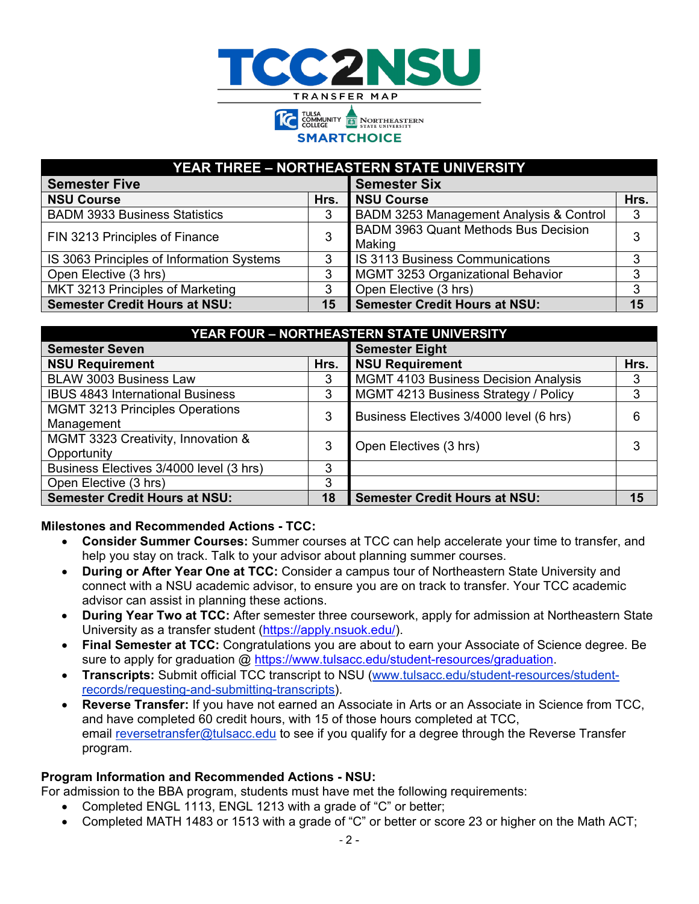**TCC2NSU**

TRANSFER MAP

Tulsa Community College | Northeastern State University

SMARTCHOICE

| YEAR THREE – NORTHEASTERN STATE UNIVERSITY | | | |
|---|---|---|---|
| **Semester Five** | | **Semester Six** | |
| **NSU Course** | **Hrs.** | **NSU Course** | **Hrs.** |
| BADM 3933 Business Statistics | 3 | BADM 3253 Management Analysis & Control | 3 |
| FIN 3213 Principles of Finance | 3 | BADM 3963 Quant Methods Bus Decision Making | 3 |
| IS 3063 Principles of Information Systems | 3 | IS 3113 Business Communications | 3 |
| Open Elective (3 hrs) | 3 | MGMT 3253 Organizational Behavior | 3 |
| MKT 3213 Principles of Marketing | 3 | Open Elective (3 hrs) | 3 |
| **Semester Credit Hours at NSU:** | **15** | **Semester Credit Hours at NSU:** | **15** |

| YEAR FOUR – NORTHEASTERN STATE UNIVERSITY | | | |
|---|---|---|---|
| **Semester Seven** | | **Semester Eight** | |
| **NSU Requirement** | **Hrs.** | **NSU Requirement** | **Hrs.** |
| BLAW 3003 Business Law | 3 | MGMT 4103 Business Decision Analysis | 3 |
| IBUS 4843 International Business | 3 | MGMT 4213 Business Strategy / Policy | 3 |
| MGMT 3213 Principles Operations Management | 3 | Business Electives 3/4000 level (6 hrs) | 6 |
| MGMT 3323 Creativity, Innovation & Opportunity | 3 | Open Electives (3 hrs) | 3 |
| Business Electives 3/4000 level (3 hrs) | 3 | | |
| Open Elective (3 hrs) | 3 | | |
| **Semester Credit Hours at NSU:** | **18** | **Semester Credit Hours at NSU:** | **15** |

**Milestones and Recommended Actions - TCC:**

- **Consider Summer Courses:** Summer courses at TCC can help accelerate your time to transfer, and help you stay on track. Talk to your advisor about planning summer courses.
- **During or After Year One at TCC:** Consider a campus tour of Northeastern State University and connect with a NSU academic advisor, to ensure you are on track to transfer. Your TCC academic advisor can assist in planning these actions.
- **During Year Two at TCC:** After semester three coursework, apply for admission at Northeastern State University as a transfer student (https://apply.nsuok.edu/).
- **Final Semester at TCC:** Congratulations you are about to earn your Associate of Science degree. Be sure to apply for graduation @ https://www.tulsacc.edu/student-resources/graduation.
- **Transcripts:** Submit official TCC transcript to NSU (www.tulsacc.edu/student-resources/student-records/requesting-and-submitting-transcripts).
- **Reverse Transfer:** If you have not earned an Associate in Arts or an Associate in Science from TCC, and have completed 60 credit hours, with 15 of those hours completed at TCC, email reversetransfer@tulsacc.edu to see if you qualify for a degree through the Reverse Transfer program.

**Program Information and Recommended Actions - NSU:**

For admission to the BBA program, students must have met the following requirements:

- Completed ENGL 1113, ENGL 1213 with a grade of "C" or better;
- Completed MATH 1483 or 1513 with a grade of "C" or better or score 23 or higher on the Math ACT;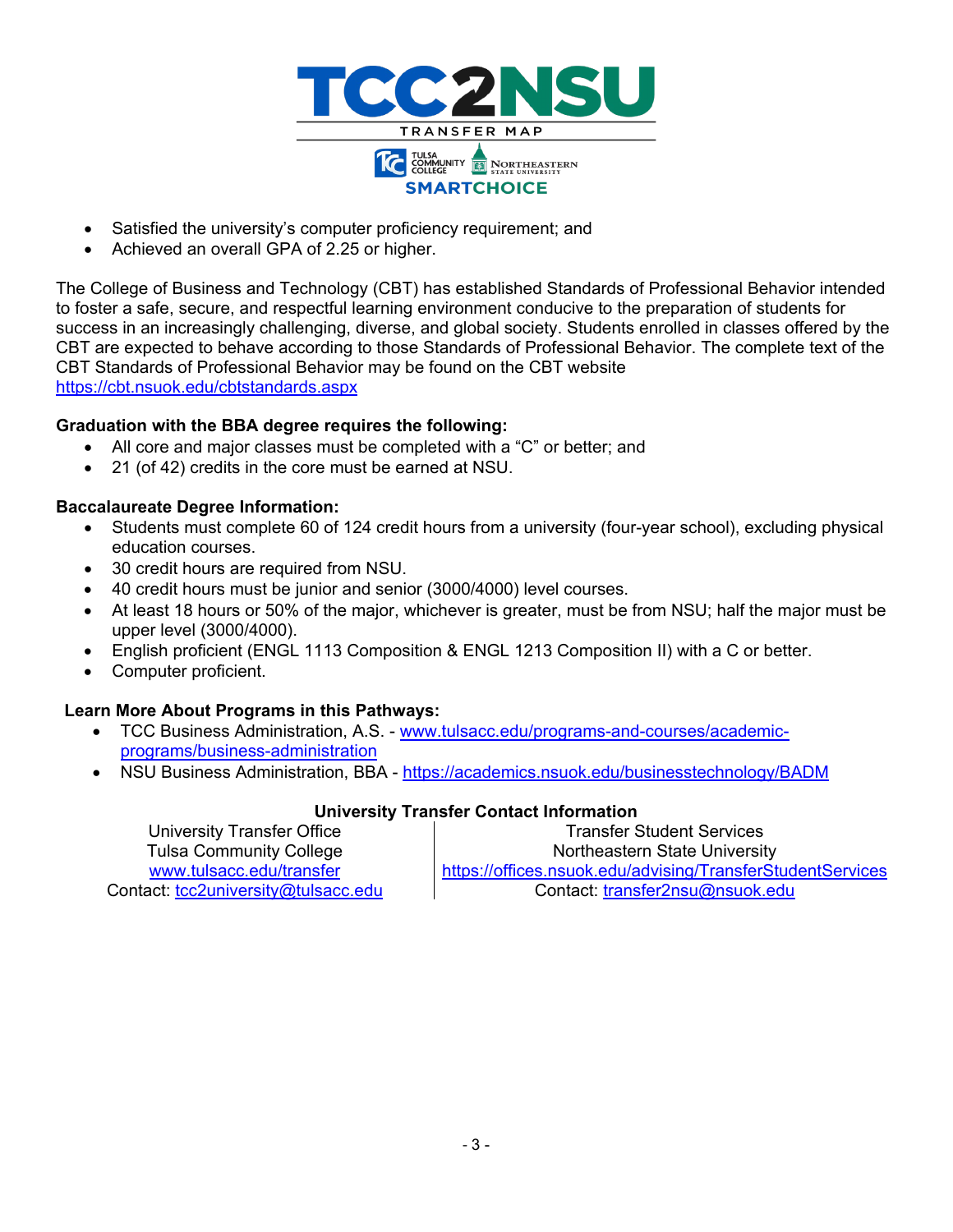# TCC2NSU

TRANSFER MAP

TULSA COMMUNITY COLLEGE | NORTHEASTERN STATE UNIVERSITY

SMARTCHOICE

- Satisfied the university's computer proficiency requirement; and
- Achieved an overall GPA of 2.25 or higher.

The College of Business and Technology (CBT) has established Standards of Professional Behavior intended to foster a safe, secure, and respectful learning environment conducive to the preparation of students for success in an increasingly challenging, diverse, and global society. Students enrolled in classes offered by the CBT are expected to behave according to those Standards of Professional Behavior. The complete text of the CBT Standards of Professional Behavior may be found on the CBT website https://cbt.nsuok.edu/cbtstandards.aspx

**Graduation with the BBA degree requires the following:**

- All core and major classes must be completed with a "C" or better; and
- 21 (of 42) credits in the core must be earned at NSU.

**Baccalaureate Degree Information:**

- Students must complete 60 of 124 credit hours from a university (four-year school), excluding physical education courses.
- 30 credit hours are required from NSU.
- 40 credit hours must be junior and senior (3000/4000) level courses.
- At least 18 hours or 50% of the major, whichever is greater, must be from NSU; half the major must be upper level (3000/4000).
- English proficient (ENGL 1113 Composition & ENGL 1213 Composition II) with a C or better.
- Computer proficient.

**Learn More About Programs in this Pathways:**

- TCC Business Administration, A.S. - www.tulsacc.edu/programs-and-courses/academic-programs/business-administration
- NSU Business Administration, BBA - https://academics.nsuok.edu/businesstechnology/BADM

**University Transfer Contact Information**

| | |
|---|---|
| University Transfer Office | Transfer Student Services |
| Tulsa Community College | Northeastern State University |
| www.tulsacc.edu/transfer | https://offices.nsuok.edu/advising/TransferStudentServices |
| Contact: tcc2university@tulsacc.edu | Contact: transfer2nsu@nsuok.edu |